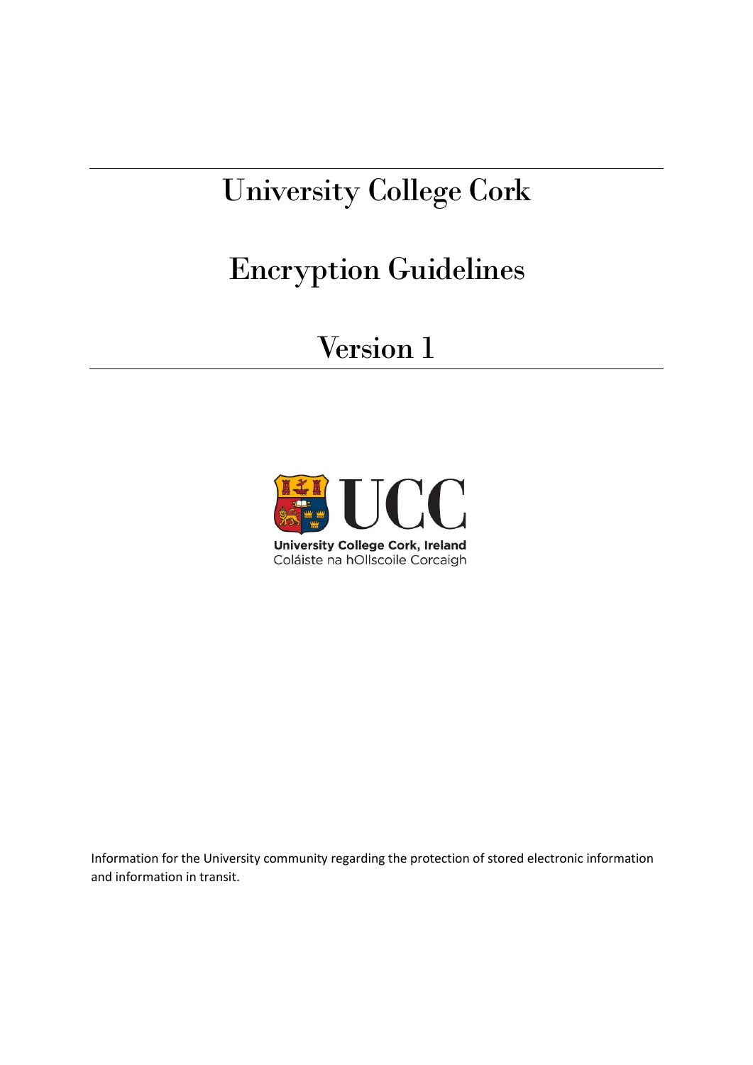# University College Cork

# Encryption Guidelines

# Version 1

University College Cork, Ireland
Coláiste na hOllscoile Corcaigh

Information for the University community regarding the protection of stored electronic information and information in transit.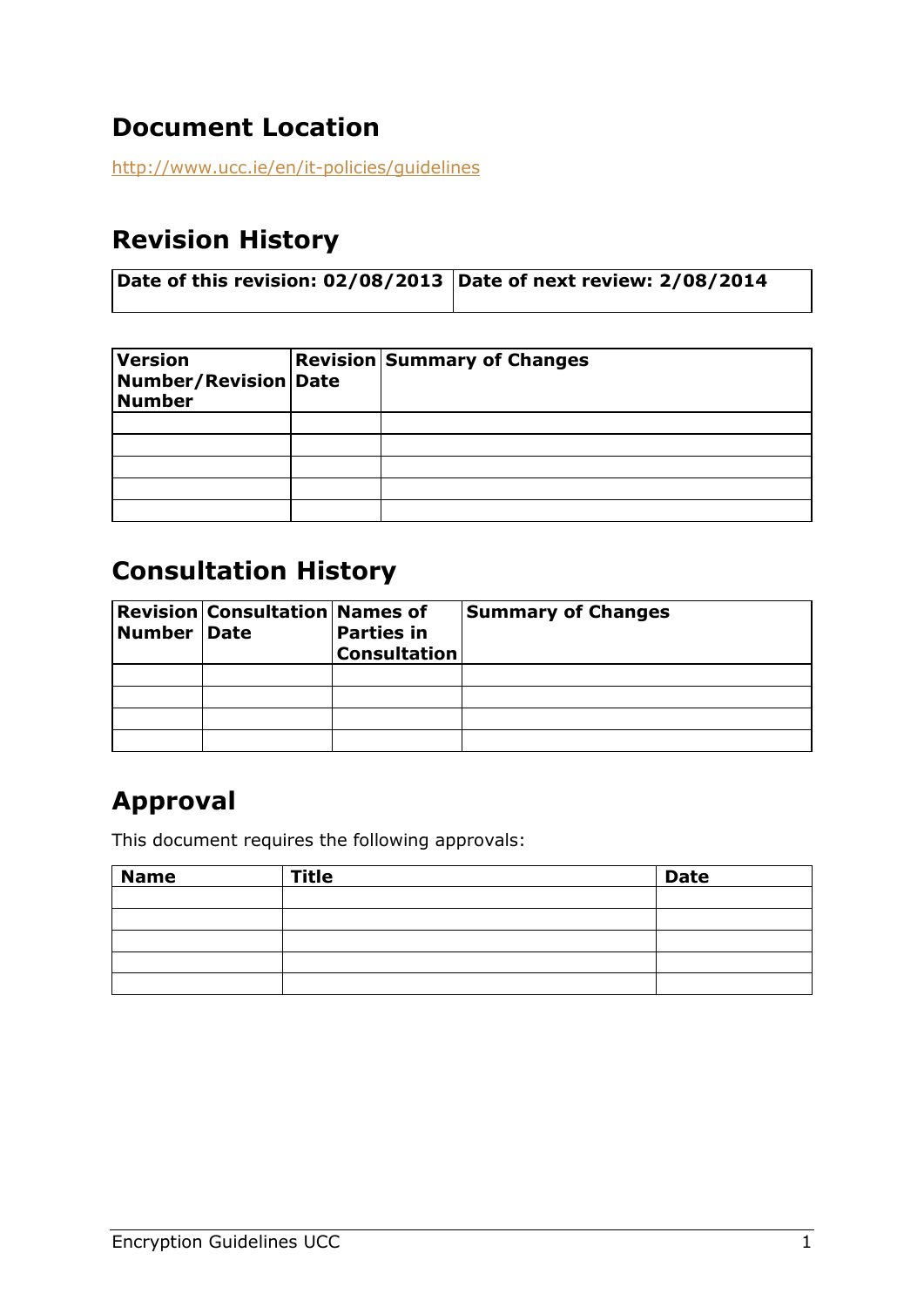## Document Location

http://www.ucc.ie/en/it-policies/guidelines

## Revision History

| Date of this revision: 02/08/2013 | Date of next review: 2/08/2014 |
|---|---|

| Version Number/Revision Number | Revision Date | Summary of Changes |
|---|---|---|
| | | |
| | | |
| | | |
| | | |
| | | |

## Consultation History

| Revision Number | Consultation Date | Names of Parties in Consultation | Summary of Changes |
|---|---|---|---|
| | | | |
| | | | |
| | | | |
| | | | |

## Approval

This document requires the following approvals:

| Name | Title | Date |
|---|---|---|
| | | |
| | | |
| | | |
| | | |
| | | |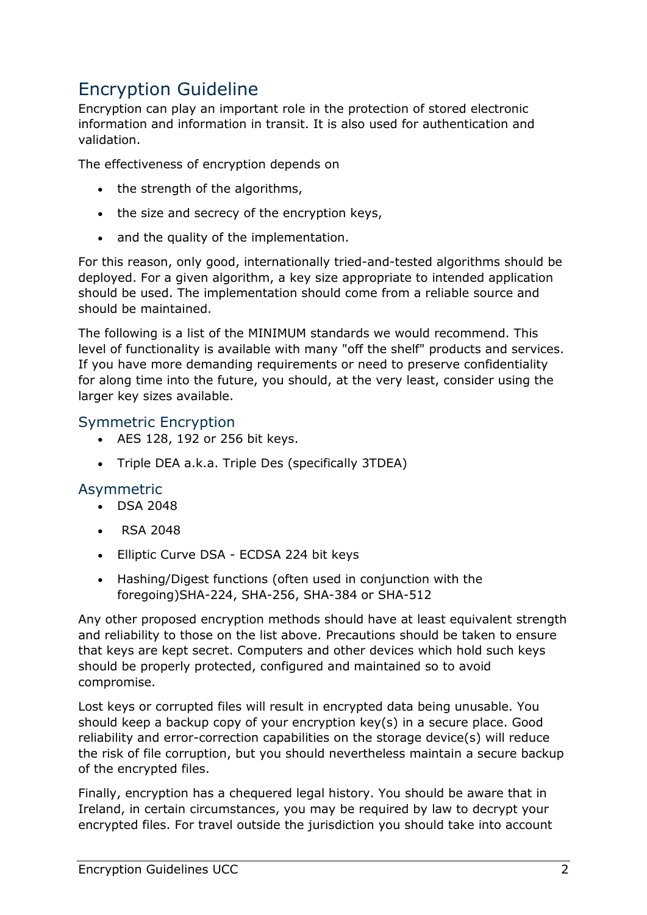## Encryption Guideline

Encryption can play an important role in the protection of stored electronic information and information in transit. It is also used for authentication and validation.

The effectiveness of encryption depends on

- the strength of the algorithms,
- the size and secrecy of the encryption keys,
- and the quality of the implementation.

For this reason, only good, internationally tried-and-tested algorithms should be deployed. For a given algorithm, a key size appropriate to intended application should be used. The implementation should come from a reliable source and should be maintained.

The following is a list of the MINIMUM standards we would recommend. This level of functionality is available with many "off the shelf" products and services. If you have more demanding requirements or need to preserve confidentiality for along time into the future, you should, at the very least, consider using the larger key sizes available.

### Symmetric Encryption

- AES 128, 192 or 256 bit keys.
- Triple DEA a.k.a. Triple Des (specifically 3TDEA)

### Asymmetric

- DSA 2048
- RSA 2048
- Elliptic Curve DSA - ECDSA 224 bit keys
- Hashing/Digest functions (often used in conjunction with the foregoing)SHA-224, SHA-256, SHA-384 or SHA-512

Any other proposed encryption methods should have at least equivalent strength and reliability to those on the list above. Precautions should be taken to ensure that keys are kept secret. Computers and other devices which hold such keys should be properly protected, configured and maintained so to avoid compromise.

Lost keys or corrupted files will result in encrypted data being unusable. You should keep a backup copy of your encryption key(s) in a secure place. Good reliability and error-correction capabilities on the storage device(s) will reduce the risk of file corruption, but you should nevertheless maintain a secure backup of the encrypted files.

Finally, encryption has a chequered legal history. You should be aware that in Ireland, in certain circumstances, you may be required by law to decrypt your encrypted files. For travel outside the jurisdiction you should take into account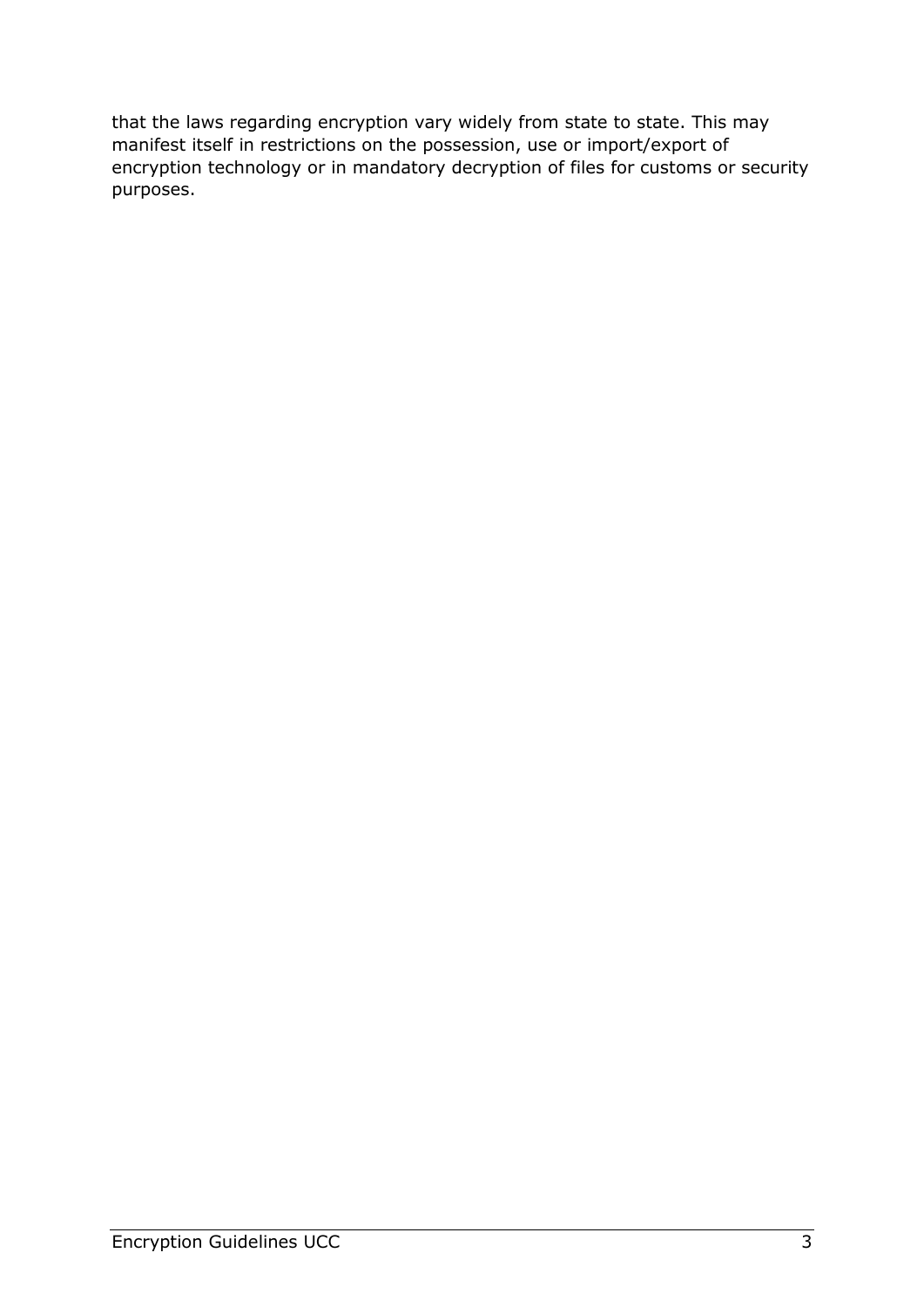that the laws regarding encryption vary widely from state to state. This may manifest itself in restrictions on the possession, use or import/export of encryption technology or in mandatory decryption of files for customs or security purposes.